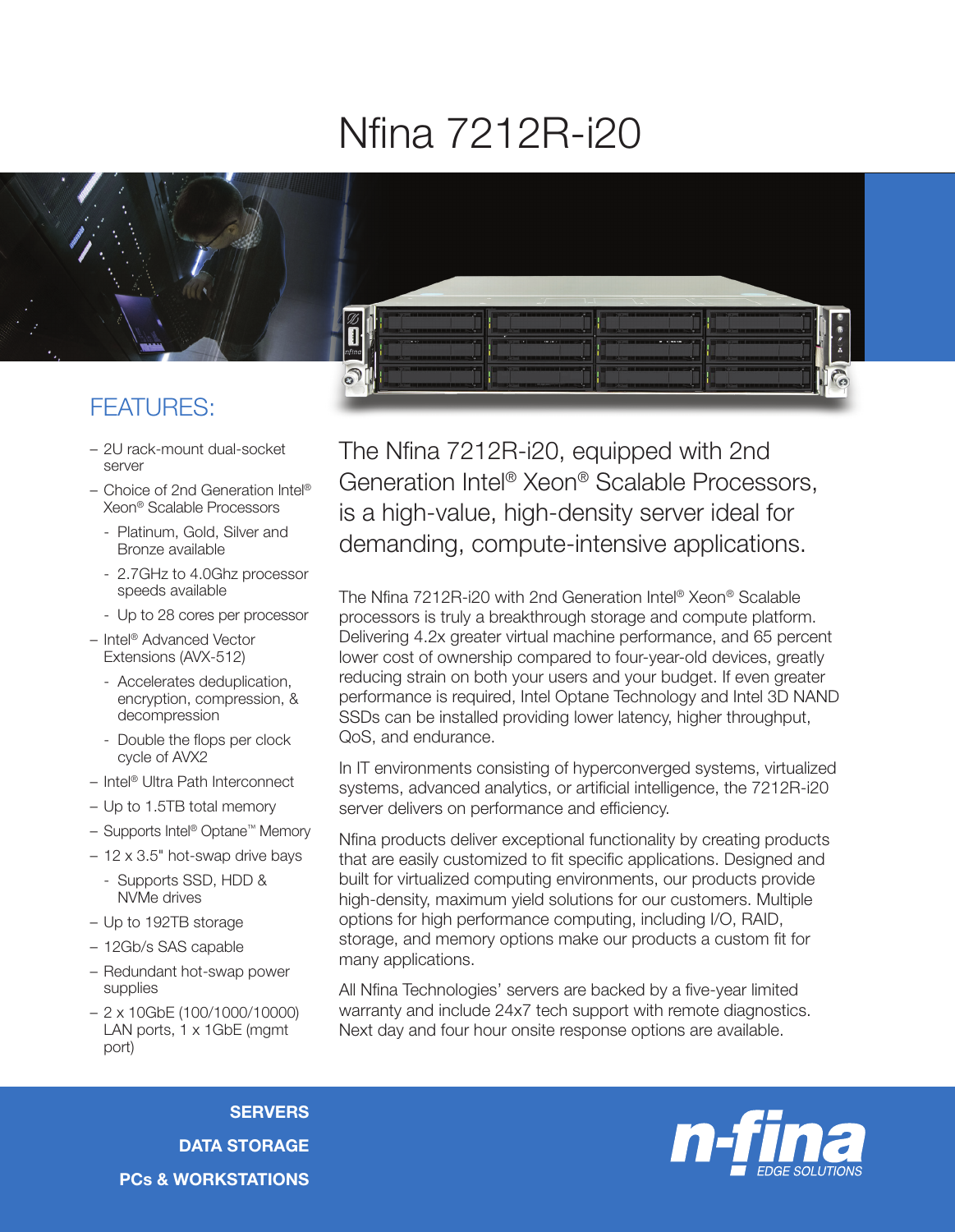# Nfina 7212R-i20

## FEATURES:

- 2U rack-mount dual-socket server
- Choice of 2nd Generation Intel® Xeon® Scalable Processors
  - Platinum, Gold, Silver and Bronze available
  - 2.7GHz to 4.0Ghz processor speeds available
  - Up to 28 cores per processor
- Intel® Advanced Vector Extensions (AVX-512)
  - Accelerates deduplication, encryption, compression, & decompression
  - Double the flops per clock cycle of AVX2
- Intel® Ultra Path Interconnect
- Up to 1.5TB total memory
- Supports Intel® Optane™ Memory
- 12 x 3.5" hot-swap drive bays
  - Supports SSD, HDD & NVMe drives
- Up to 192TB storage
- 12Gb/s SAS capable
- Redundant hot-swap power supplies
- 2 x 10GbE (100/1000/10000) LAN ports, 1 x 1GbE (mgmt port)

## The Nfina 7212R-i20, equipped with 2nd Generation Intel® Xeon® Scalable Processors, is a high-value, high-density server ideal for demanding, compute-intensive applications.

The Nfina 7212R-i20 with 2nd Generation Intel® Xeon® Scalable processors is truly a breakthrough storage and compute platform. Delivering 4.2x greater virtual machine performance, and 65 percent lower cost of ownership compared to four-year-old devices, greatly reducing strain on both your users and your budget. If even greater performance is required, Intel Optane Technology and Intel 3D NAND SSDs can be installed providing lower latency, higher throughput, QoS, and endurance.

In IT environments consisting of hyperconverged systems, virtualized systems, advanced analytics, or artificial intelligence, the 7212R-i20 server delivers on performance and efficiency.

Nfina products deliver exceptional functionality by creating products that are easily customized to fit specific applications. Designed and built for virtualized computing environments, our products provide high-density, maximum yield solutions for our customers. Multiple options for high performance computing, including I/O, RAID, storage, and memory options make our products a custom fit for many applications.

All Nfina Technologies' servers are backed by a five-year limited warranty and include 24x7 tech support with remote diagnostics. Next day and four hour onsite response options are available.

**SERVERS**
**DATA STORAGE**
**PCs & WORKSTATIONS**

n-fina EDGE SOLUTIONS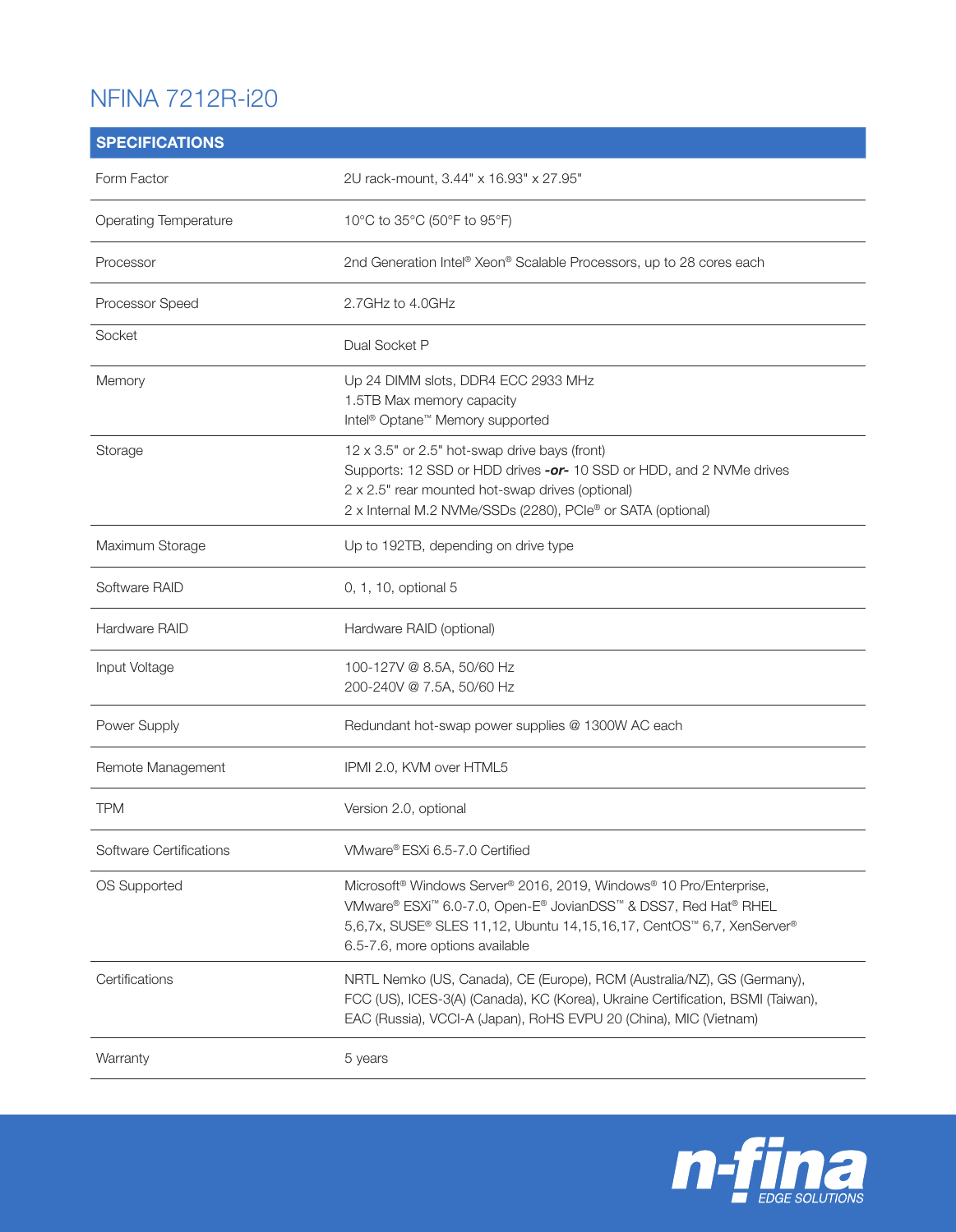# NFINA 7212R-i20

| SPECIFICATIONS | |
|---|---|
| Form Factor | 2U rack-mount, 3.44" x 16.93" x 27.95" |
| Operating Temperature | 10°C to 35°C (50°F to 95°F) |
| Processor | 2nd Generation Intel® Xeon® Scalable Processors, up to 28 cores each |
| Processor Speed | 2.7GHz to 4.0GHz |
| Socket | Dual Socket P |
| Memory | Up 24 DIMM slots, DDR4 ECC 2933 MHz<br>1.5TB Max memory capacity<br>Intel® Optane™ Memory supported |
| Storage | 12 x 3.5" or 2.5" hot-swap drive bays (front)<br>Supports: 12 SSD or HDD drives ***-or-*** 10 SSD or HDD, and 2 NVMe drives<br>2 x 2.5" rear mounted hot-swap drives (optional)<br>2 x Internal M.2 NVMe/SSDs (2280), PCIe® or SATA (optional) |
| Maximum Storage | Up to 192TB, depending on drive type |
| Software RAID | 0, 1, 10, optional 5 |
| Hardware RAID | Hardware RAID (optional) |
| Input Voltage | 100-127V @ 8.5A, 50/60 Hz<br>200-240V @ 7.5A, 50/60 Hz |
| Power Supply | Redundant hot-swap power supplies @ 1300W AC each |
| Remote Management | IPMI 2.0, KVM over HTML5 |
| TPM | Version 2.0, optional |
| Software Certifications | VMware® ESXi 6.5-7.0 Certified |
| OS Supported | Microsoft® Windows Server® 2016, 2019, Windows® 10 Pro/Enterprise, VMware® ESXi™ 6.0-7.0, Open-E® JovianDSS™ & DSS7, Red Hat® RHEL 5,6,7x, SUSE® SLES 11,12, Ubuntu 14,15,16,17, CentOS™ 6,7, XenServer® 6.5-7.6, more options available |
| Certifications | NRTL Nemko (US, Canada), CE (Europe), RCM (Australia/NZ), GS (Germany), FCC (US), ICES-3(A) (Canada), KC (Korea), Ukraine Certification, BSMI (Taiwan), EAC (Russia), VCCI-A (Japan), RoHS EVPU 20 (China), MIC (Vietnam) |
| Warranty | 5 years |

n-fina EDGE SOLUTIONS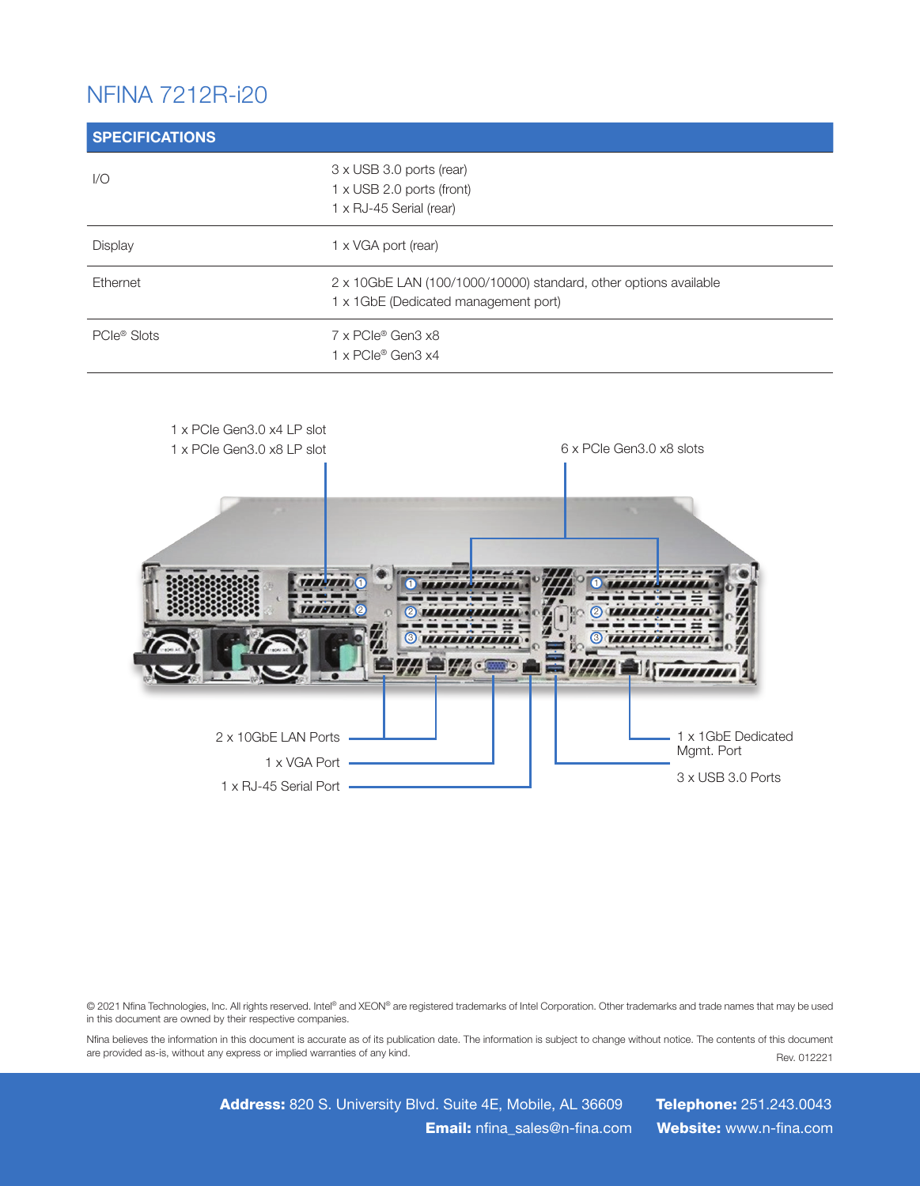# NFINA 7212R-i20

| SPECIFICATIONS | |
|---|---|
| I/O | 3 x USB 3.0 ports (rear)<br>1 x USB 2.0 ports (front)<br>1 x RJ-45 Serial (rear) |
| Display | 1 x VGA port (rear) |
| Ethernet | 2 x 10GbE LAN (100/1000/10000) standard, other options available<br>1 x 1GbE (Dedicated management port) |
| PCIe® Slots | 7 x PCIe® Gen3 x8<br>1 x PCIe® Gen3 x4 |

1 x PCIe Gen3.0 x4 LP slot
1 x PCIe Gen3.0 x8 LP slot

6 x PCIe Gen3.0 x8 slots

2 x 10GbE LAN Ports

1 x VGA Port

1 x RJ-45 Serial Port

1 x 1GbE Dedicated Mgmt. Port

3 x USB 3.0 Ports

© 2021 Nfina Technologies, Inc. All rights reserved. Intel® and XEON® are registered trademarks of Intel Corporation. Other trademarks and trade names that may be used in this document are owned by their respective companies.

Nfina believes the information in this document is accurate as of its publication date. The information is subject to change without notice. The contents of this document are provided as-is, without any express or implied warranties of any kind.

Rev. 012221

**Address:** 820 S. University Blvd. Suite 4E, Mobile, AL 36609 **Telephone:** 251.243.0043
**Email:** nfina_sales@n-fina.com **Website:** www.n-fina.com